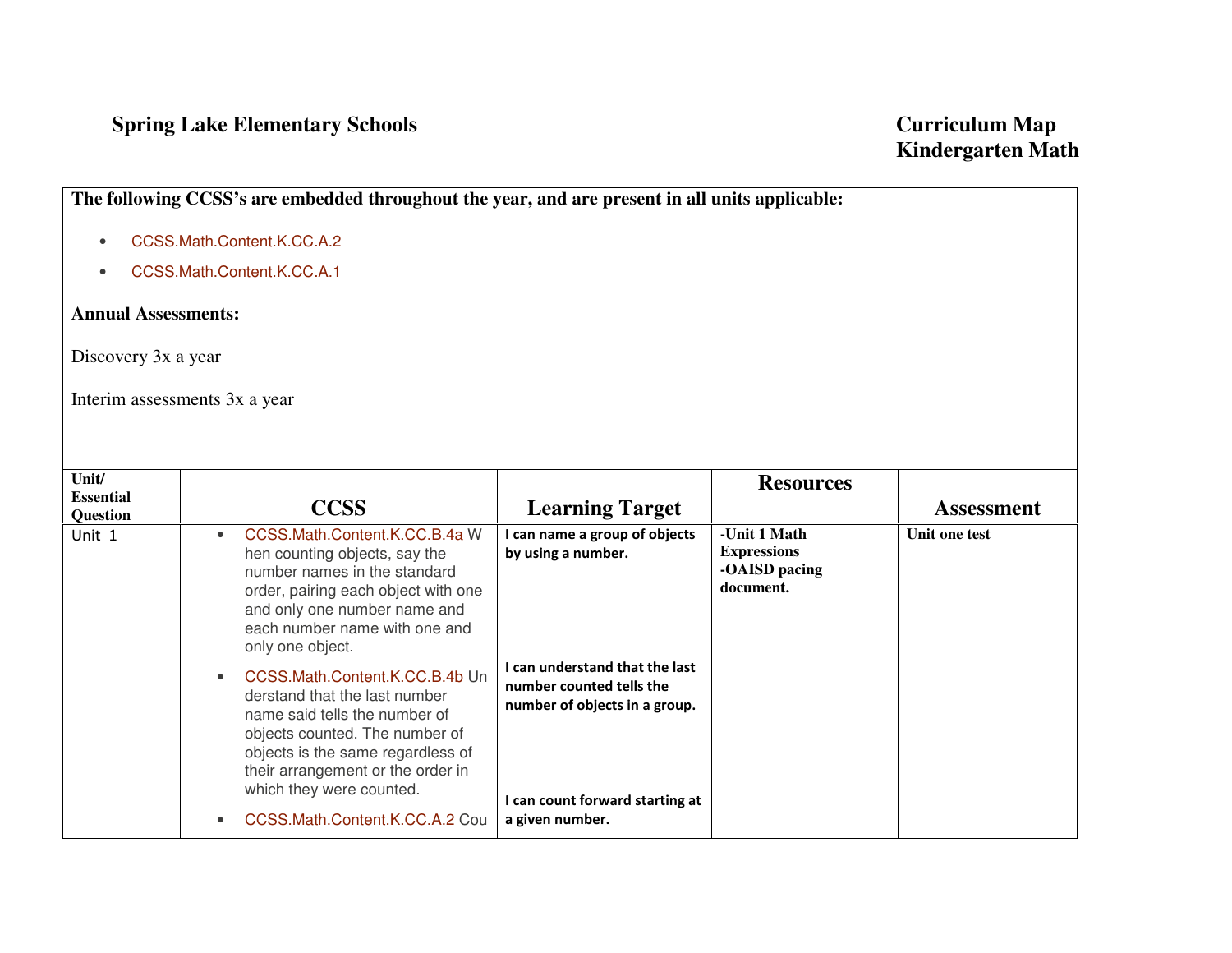**Spring Lake Elementary Schools**

**Curriculum Map**
**Kindergarten Math**

**The following CCSS's are embedded throughout the year, and are present in all units applicable:**

- CCSS.Math.Content.K.CC.A.2
- CCSS.Math.Content.K.CC.A.1

**Annual Assessments:**

Discovery 3x a year

Interim assessments 3x a year

| Unit/ Essential Question | CCSS | Learning Target | Resources | Assessment |
|---|---|---|---|---|
| Unit 1 | • CCSS.Math.Content.K.CC.B.4a When counting objects, say the number names in the standard order, pairing each object with one and only one number name and each number name with one and only one object.<br>• CCSS.Math.Content.K.CC.B.4b Understand that the last number name said tells the number of objects counted. The number of objects is the same regardless of their arrangement or the order in which they were counted.<br>• CCSS.Math.Content.K.CC.A.2 Cou | **I can name a group of objects by using a number.**<br><br>**I can understand that the last number counted tells the number of objects in a group.**<br><br>**I can count forward starting at a given number.** | **-Unit 1 Math Expressions**<br>**-OAISD pacing document.** | **Unit one test** |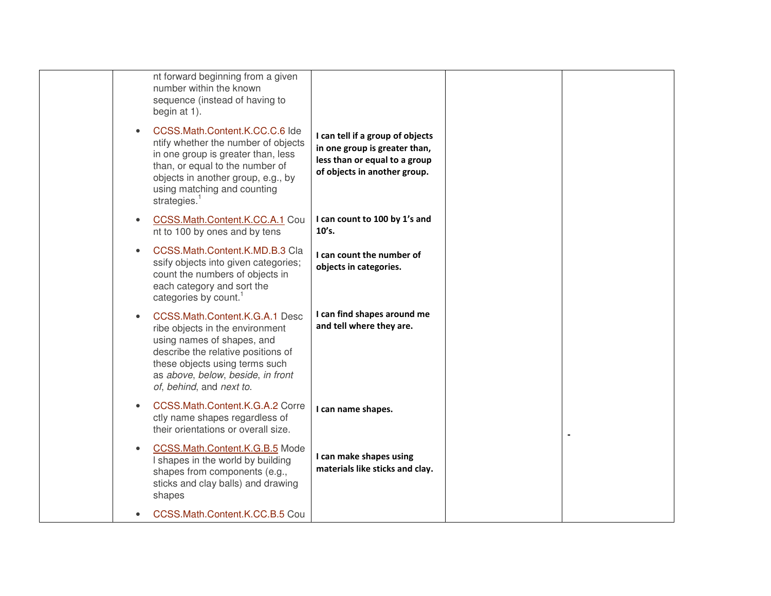| | | | | |
|---|---|---|---|---|
| | nt forward beginning from a given number within the known sequence (instead of having to begin at 1).<br><br>• CCSS.Math.Content.K.CC.C.6 Identify whether the number of objects in one group is greater than, less than, or equal to the number of objects in another group, e.g., by using matching and counting strategies.[1]<br><br>• CCSS.Math.Content.K.CC.A.1 Count to 100 by ones and by tens<br><br>• CCSS.Math.Content.K.MD.B.3 Classify objects into given categories; count the numbers of objects in each category and sort the categories by count.[1]<br><br>• CCSS.Math.Content.K.G.A.1 Describe objects in the environment using names of shapes, and describe the relative positions of these objects using terms such as *above*, *below*, *beside*, *in front of*, *behind*, and *next to*.<br><br>• CCSS.Math.Content.K.G.A.2 Correctly name shapes regardless of their orientations or overall size.<br><br>• CCSS.Math.Content.K.G.B.5 Model shapes in the world by building shapes from components (e.g., sticks and clay balls) and drawing shapes<br><br>• CCSS.Math.Content.K.CC.B.5 Cou | **I can tell if a group of objects in one group is greater than, less than or equal to a group of objects in another group.**<br><br>**I can count to 100 by 1's and 10's.**<br><br>**I can count the number of objects in categories.**<br><br>**I can find shapes around me and tell where they are.**<br><br>**I can name shapes.**<br><br>**I can make shapes using materials like sticks and clay.** | | - |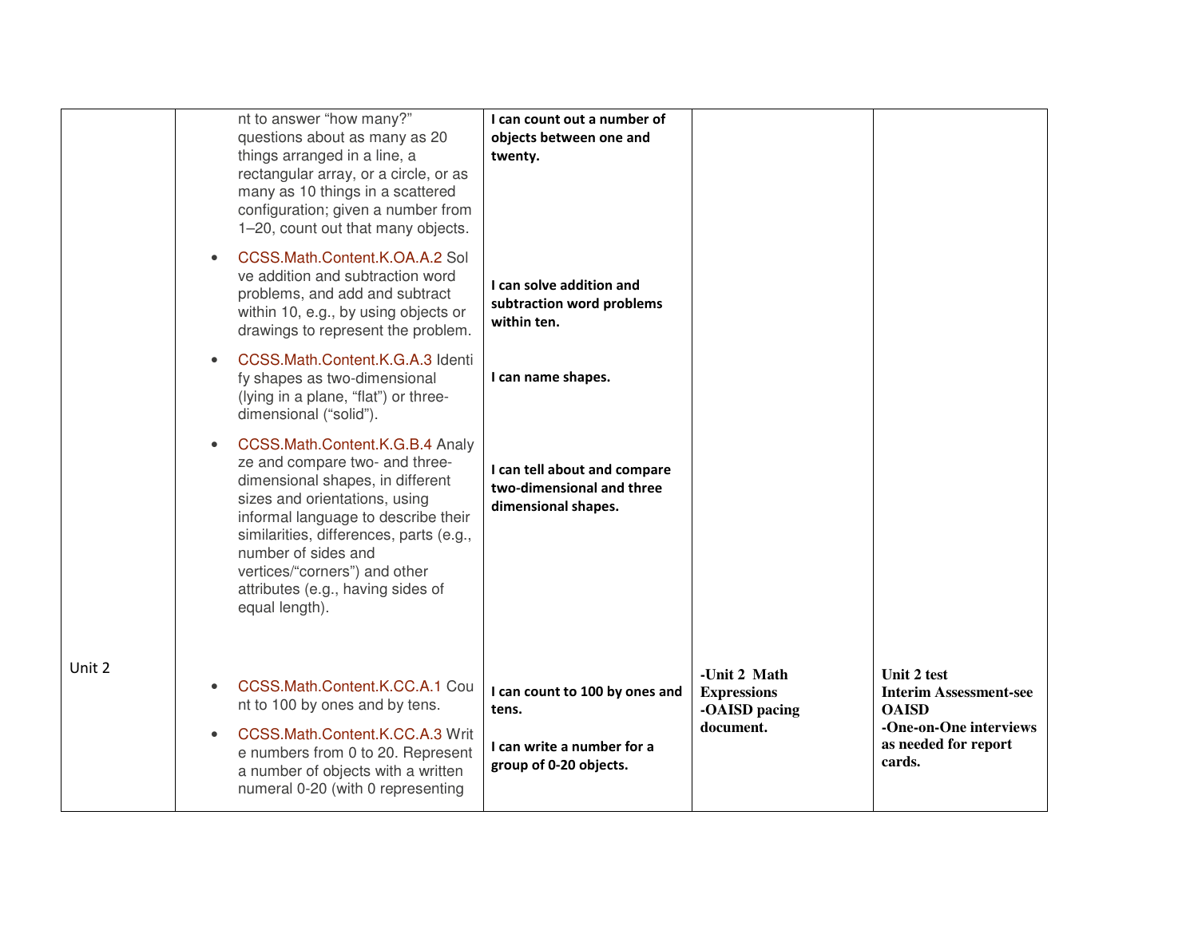| | | | | |
|---|---|---|---|---|
| | nt to answer "how many?" questions about as many as 20 things arranged in a line, a rectangular array, or a circle, or as many as 10 things in a scattered configuration; given a number from 1–20, count out that many objects.<br><br>• CCSS.Math.Content.K.OA.A.2 Solve addition and subtraction word problems, and add and subtract within 10, e.g., by using objects or drawings to represent the problem.<br><br>• CCSS.Math.Content.K.G.A.3 Identify shapes as two-dimensional (lying in a plane, "flat") or three-dimensional ("solid").<br><br>• CCSS.Math.Content.K.G.B.4 Analyze and compare two- and three-dimensional shapes, in different sizes and orientations, using informal language to describe their similarities, differences, parts (e.g., number of sides and vertices/"corners") and other attributes (e.g., having sides of equal length). | **I can count out a number of objects between one and twenty.**<br><br>**I can solve addition and subtraction word problems within ten.**<br><br>**I can name shapes.**<br><br>**I can tell about and compare two-dimensional and three dimensional shapes.** | | |
| Unit 2 | • CCSS.Math.Content.K.CC.A.1 Count to 100 by ones and by tens.<br><br>• CCSS.Math.Content.K.CC.A.3 Write numbers from 0 to 20. Represent a number of objects with a written numeral 0-20 (with 0 representing | **I can count to 100 by ones and tens.**<br><br>**I can write a number for a group of 0-20 objects.** | **-Unit 2 Math Expressions**<br>**-OAISD pacing document.** | **Unit 2 test**<br>**Interim Assessment-see OAISD**<br>**-One-on-One interviews as needed for report cards.** |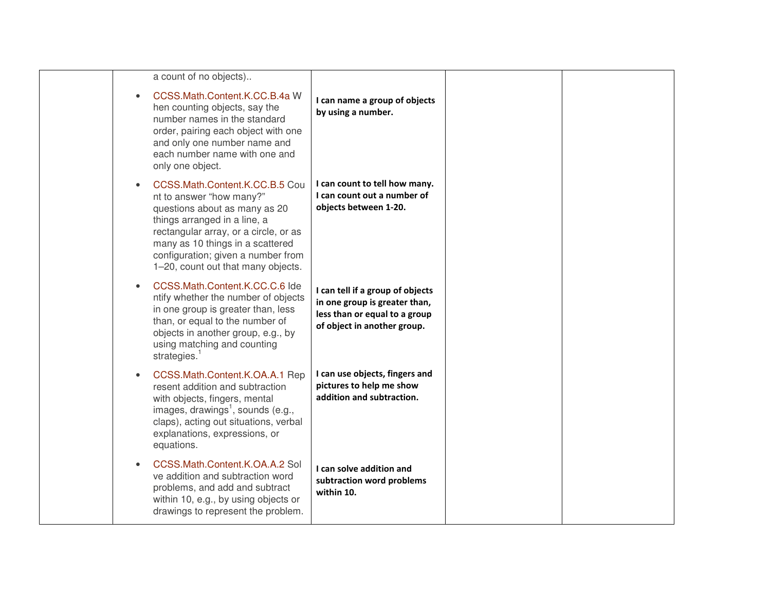| | | | | |
|---|---|---|---|---|
| | a count of no objects).. | | | |
| | • CCSS.Math.Content.K.CC.B.4a When counting objects, say the number names in the standard order, pairing each object with one and only one number name and each number name with one and only one object. | **I can name a group of objects by using a number.** | | |
| | • CCSS.Math.Content.K.CC.B.5 Count to answer "how many?" questions about as many as 20 things arranged in a line, a rectangular array, or a circle, or as many as 10 things in a scattered configuration; given a number from 1–20, count out that many objects. | **I can count to tell how many. I can count out a number of objects between 1-20.** | | |
| | • CCSS.Math.Content.K.CC.C.6 Identify whether the number of objects in one group is greater than, less than, or equal to the number of objects in another group, e.g., by using matching and counting strategies.[1] | **I can tell if a group of objects in one group is greater than, less than or equal to a group of object in another group.** | | |
| | • CCSS.Math.Content.K.OA.A.1 Represent addition and subtraction with objects, fingers, mental images, drawings[1], sounds (e.g., claps), acting out situations, verbal explanations, expressions, or equations. | **I can use objects, fingers and pictures to help me show addition and subtraction.** | | |
| | • CCSS.Math.Content.K.OA.A.2 Solve addition and subtraction word problems, and add and subtract within 10, e.g., by using objects or drawings to represent the problem. | **I can solve addition and subtraction word problems within 10.** | | |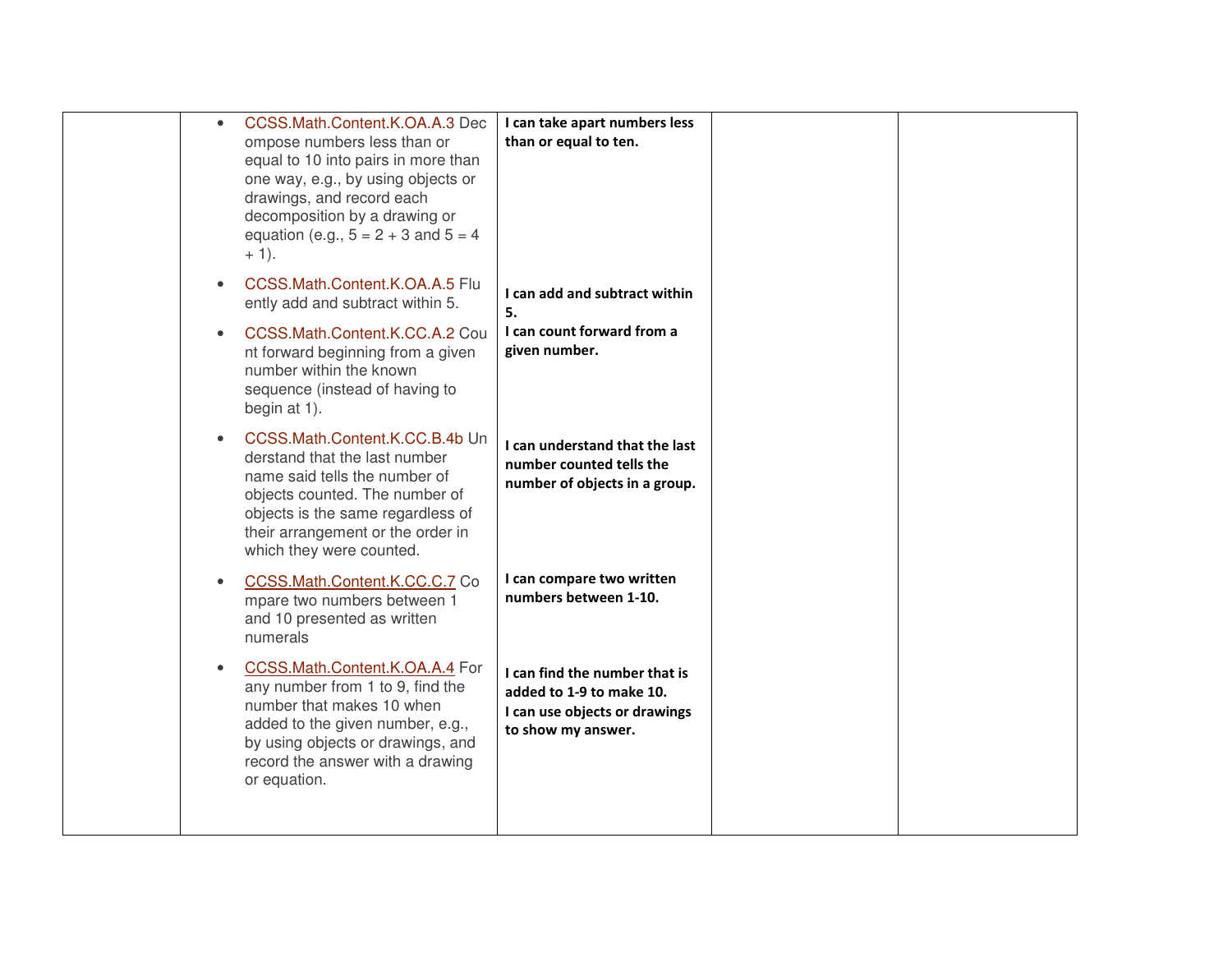| | | | | |
|---|---|---|---|---|
| | • CCSS.Math.Content.K.OA.A.3 Decompose numbers less than or equal to 10 into pairs in more than one way, e.g., by using objects or drawings, and record each decomposition by a drawing or equation (e.g., 5 = 2 + 3 and 5 = 4 + 1).<br>• CCSS.Math.Content.K.OA.A.5 Fluently add and subtract within 5.<br>• CCSS.Math.Content.K.CC.A.2 Count forward beginning from a given number within the known sequence (instead of having to begin at 1).<br>• CCSS.Math.Content.K.CC.B.4b Understand that the last number name said tells the number of objects counted. The number of objects is the same regardless of their arrangement or the order in which they were counted.<br>• CCSS.Math.Content.K.CC.C.7 Compare two numbers between 1 and 10 presented as written numerals<br>• CCSS.Math.Content.K.OA.A.4 For any number from 1 to 9, find the number that makes 10 when added to the given number, e.g., by using objects or drawings, and record the answer with a drawing or equation. | **I can take apart numbers less than or equal to ten.**<br><br>**I can add and subtract within 5.**<br>**I can count forward from a given number.**<br><br>**I can understand that the last number counted tells the number of objects in a group.**<br><br>**I can compare two written numbers between 1-10.**<br><br>**I can find the number that is added to 1-9 to make 10.**<br>**I can use objects or drawings to show my answer.** | | |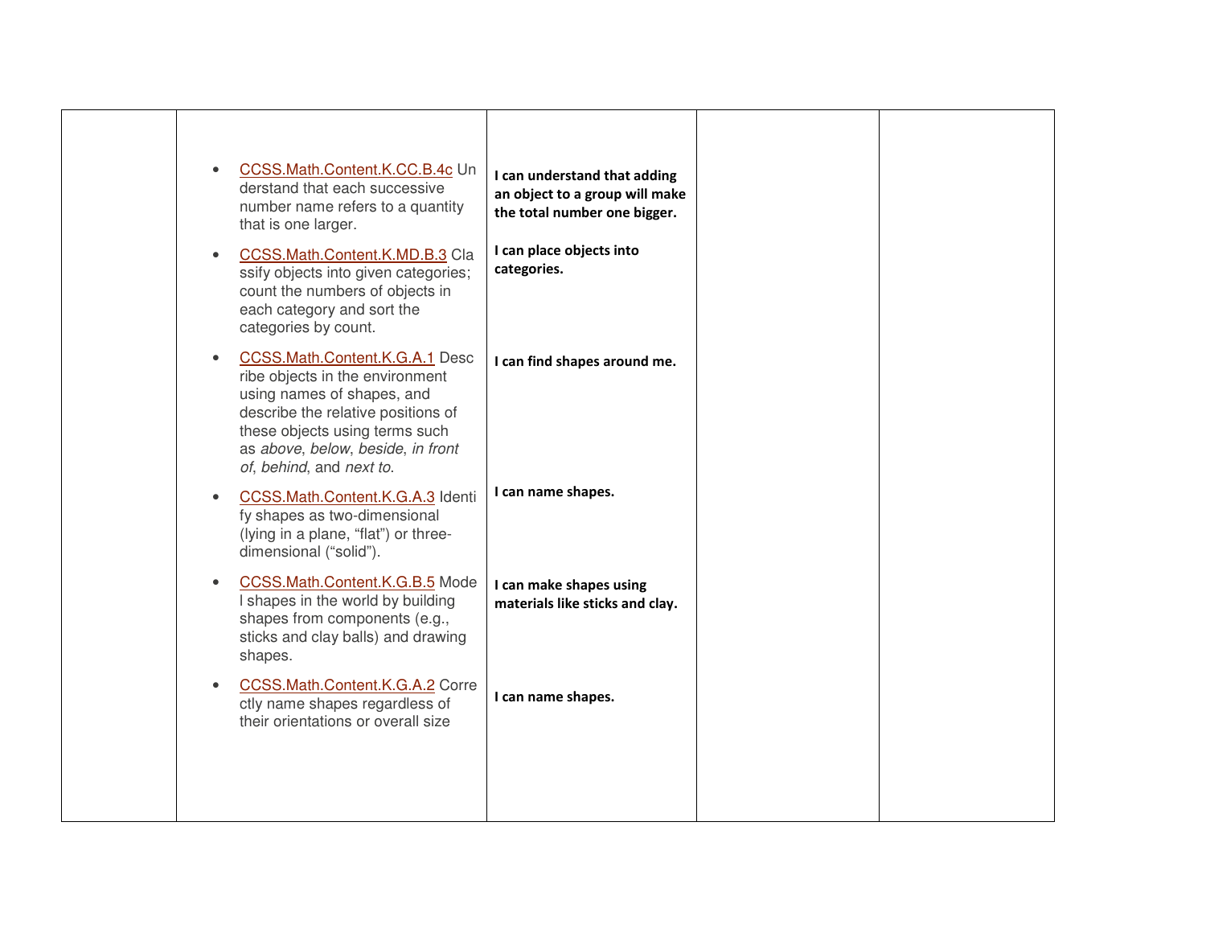| | | | | |
|---|---|---|---|---|
| | <ul><li>CCSS.Math.Content.K.CC.B.4c Understand that each successive number name refers to a quantity that is one larger.</li><li>CCSS.Math.Content.K.MD.B.3 Classify objects into given categories; count the numbers of objects in each category and sort the categories by count.</li><li>CCSS.Math.Content.K.G.A.1 Describe objects in the environment using names of shapes, and describe the relative positions of these objects using terms such as *above*, *below*, *beside*, *in front of*, *behind*, and *next to*.</li><li>CCSS.Math.Content.K.G.A.3 Identify shapes as two-dimensional (lying in a plane, "flat") or three-dimensional ("solid").</li><li>CCSS.Math.Content.K.G.B.5 Model shapes in the world by building shapes from components (e.g., sticks and clay balls) and drawing shapes.</li><li>CCSS.Math.Content.K.G.A.2 Correctly name shapes regardless of their orientations or overall size</li></ul> | **I can understand that adding an object to a group will make the total number one bigger.**<br><br>**I can place objects into categories.**<br><br>**I can find shapes around me.**<br><br>**I can name shapes.**<br><br>**I can make shapes using materials like sticks and clay.**<br><br>**I can name shapes.** | | |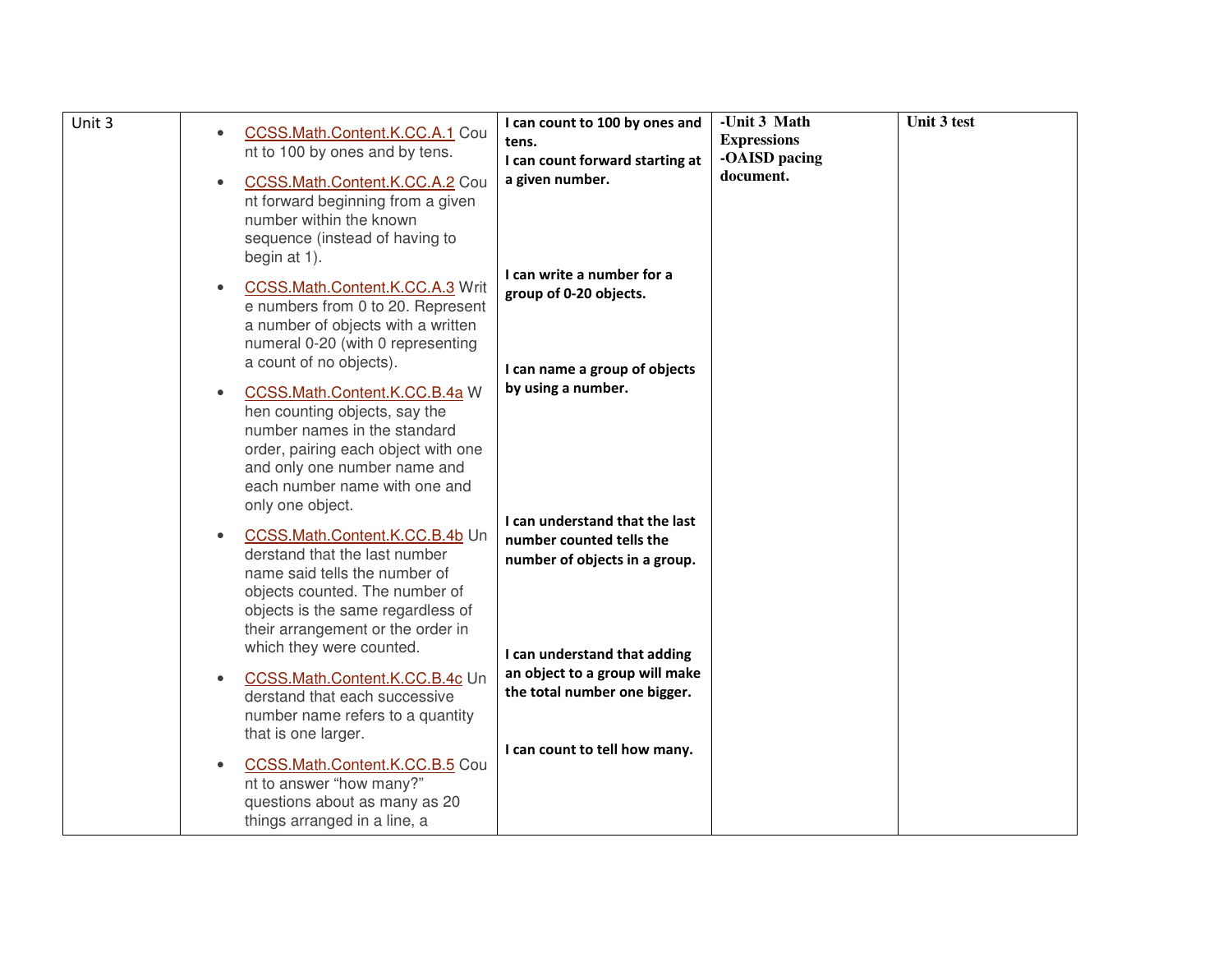| Unit 3 | • CCSS.Math.Content.K.CC.A.1 Count to 100 by ones and by tens.<br>• CCSS.Math.Content.K.CC.A.2 Count forward beginning from a given number within the known sequence (instead of having to begin at 1).<br>• CCSS.Math.Content.K.CC.A.3 Write numbers from 0 to 20. Represent a number of objects with a written numeral 0-20 (with 0 representing a count of no objects).<br>• CCSS.Math.Content.K.CC.B.4a When counting objects, say the number names in the standard order, pairing each object with one and only one number name and each number name with one and only one object.<br>• CCSS.Math.Content.K.CC.B.4b Understand that the last number name said tells the number of objects counted. The number of objects is the same regardless of their arrangement or the order in which they were counted.<br>• CCSS.Math.Content.K.CC.B.4c Understand that each successive number name refers to a quantity that is one larger.<br>• CCSS.Math.Content.K.CC.B.5 Count to answer "how many?" questions about as many as 20 things arranged in a line, a | **I can count to 100 by ones and tens.**<br>**I can count forward starting at a given number.**<br><br>**I can write a number for a group of 0-20 objects.**<br><br>**I can name a group of objects by using a number.**<br><br>**I can understand that the last number counted tells the number of objects in a group.**<br><br>**I can understand that adding an object to a group will make the total number one bigger.**<br><br>**I can count to tell how many.** | **-Unit 3 Math Expressions**<br>**-OAISD pacing document.** | **Unit 3 test** |
|---|---|---|---|---|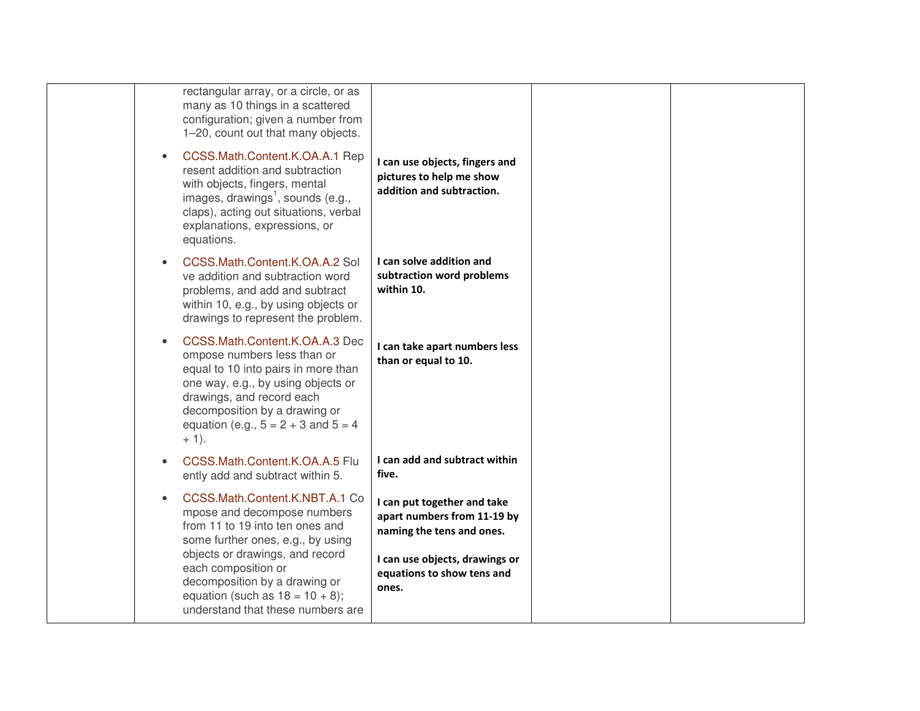| | | | | |
|---|---|---|---|---|
| | rectangular array, or a circle, or as many as 10 things in a scattered configuration; given a number from 1–20, count out that many objects. | | | |
| | • CCSS.Math.Content.K.OA.A.1 Represent addition and subtraction with objects, fingers, mental images, drawings[1], sounds (e.g., claps), acting out situations, verbal explanations, expressions, or equations. | **I can use objects, fingers and pictures to help me show addition and subtraction.** | | |
| | • CCSS.Math.Content.K.OA.A.2 Solve addition and subtraction word problems, and add and subtract within 10, e.g., by using objects or drawings to represent the problem. | **I can solve addition and subtraction word problems within 10.** | | |
| | • CCSS.Math.Content.K.OA.A.3 Decompose numbers less than or equal to 10 into pairs in more than one way, e.g., by using objects or drawings, and record each decomposition by a drawing or equation (e.g., $5 = 2 + 3$ and $5 = 4 + 1$). | **I can take apart numbers less than or equal to 10.** | | |
| | • CCSS.Math.Content.K.OA.A.5 Fluently add and subtract within 5. | **I can add and subtract within five.** | | |
| | • CCSS.Math.Content.K.NBT.A.1 Compose and decompose numbers from 11 to 19 into ten ones and some further ones, e.g., by using objects or drawings, and record each composition or decomposition by a drawing or equation (such as $18 = 10 + 8$); understand that these numbers are | **I can put together and take apart numbers from 11-19 by naming the tens and ones.**<br><br>**I can use objects, drawings or equations to show tens and ones.** | | |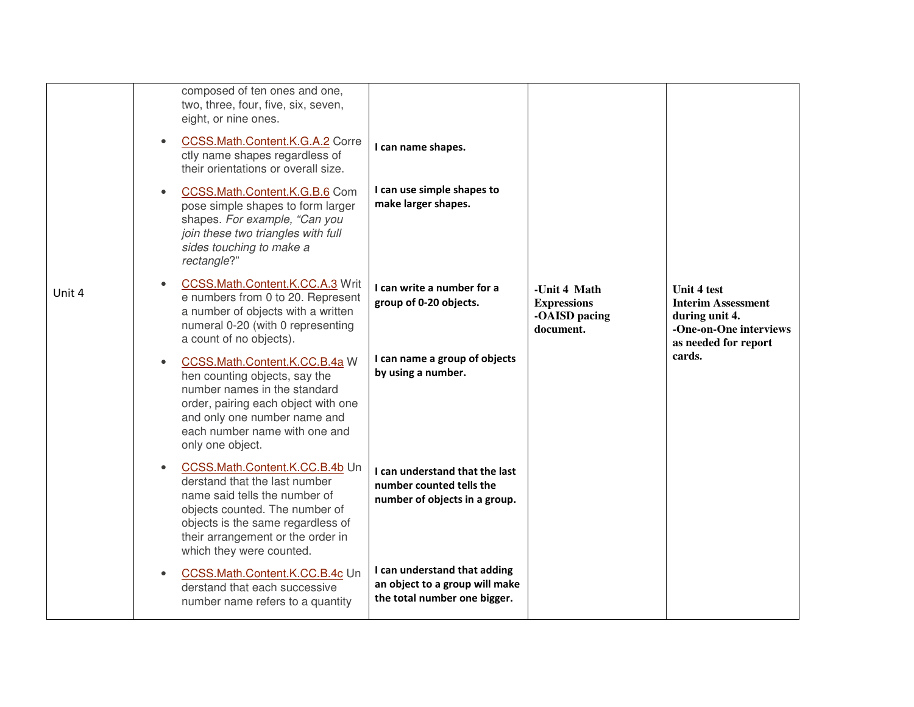| Unit 4 | <ul><li>composed of ten ones and one, two, three, four, five, six, seven, eight, or nine ones.</li><li>CCSS.Math.Content.K.G.A.2 Correctly name shapes regardless of their orientations or overall size.</li><li>CCSS.Math.Content.K.G.B.6 Compose simple shapes to form larger shapes. *For example, "Can you join these two triangles with full sides touching to make a rectangle*?"</li><li>CCSS.Math.Content.K.CC.A.3 Write numbers from 0 to 20. Represent a number of objects with a written numeral 0-20 (with 0 representing a count of no objects).</li><li>CCSS.Math.Content.K.CC.B.4a When counting objects, say the number names in the standard order, pairing each object with one and only one number name and each number name with one and only one object.</li><li>CCSS.Math.Content.K.CC.B.4b Understand that the last number name said tells the number of objects counted. The number of objects is the same regardless of their arrangement or the order in which they were counted.</li><li>CCSS.Math.Content.K.CC.B.4c Understand that each successive number name refers to a quantity</li></ul> | **I can name shapes.**<br><br>**I can use simple shapes to make larger shapes.**<br><br>**I can write a number for a group of 0-20 objects.**<br><br>**I can name a group of objects by using a number.**<br><br>**I can understand that the last number counted tells the number of objects in a group.**<br><br>**I can understand that adding an object to a group will make the total number one bigger.** | **-Unit 4 Math Expressions**<br>**-OAISD pacing document.** | **Unit 4 test**<br>**Interim Assessment during unit 4.**<br>**-One-on-One interviews as needed for report cards.** |
|---|---|---|---|---|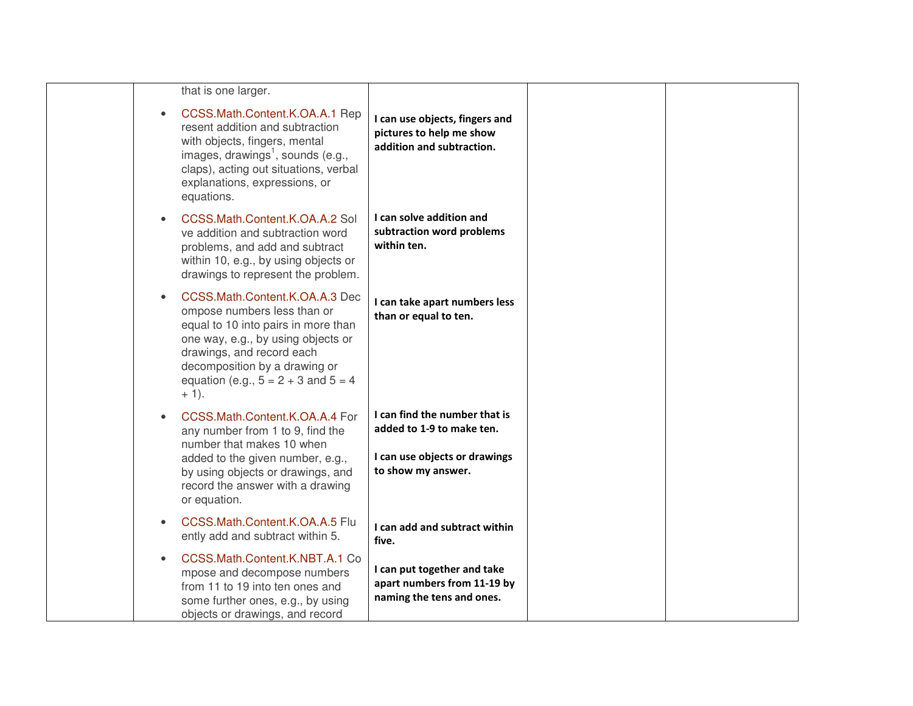|  |  |  |  |  |
|---|---|---|---|---|
|  | that is one larger.<br>• CCSS.Math.Content.K.OA.A.1 Represent addition and subtraction with objects, fingers, mental images, drawings[1], sounds (e.g., claps), acting out situations, verbal explanations, expressions, or equations.<br>• CCSS.Math.Content.K.OA.A.2 Solve addition and subtraction word problems, and add and subtract within 10, e.g., by using objects or drawings to represent the problem.<br>• CCSS.Math.Content.K.OA.A.3 Decompose numbers less than or equal to 10 into pairs in more than one way, e.g., by using objects or drawings, and record each decomposition by a drawing or equation (e.g., 5 = 2 + 3 and 5 = 4 + 1).<br>• CCSS.Math.Content.K.OA.A.4 For any number from 1 to 9, find the number that makes 10 when added to the given number, e.g., by using objects or drawings, and record the answer with a drawing or equation.<br>• CCSS.Math.Content.K.OA.A.5 Fluently add and subtract within 5.<br>• CCSS.Math.Content.K.NBT.A.1 Compose and decompose numbers from 11 to 19 into ten ones and some further ones, e.g., by using objects or drawings, and record | **I can use objects, fingers and pictures to help me show addition and subtraction.**<br><br>**I can solve addition and subtraction word problems within ten.**<br><br>**I can take apart numbers less than or equal to ten.**<br><br>**I can find the number that is added to 1-9 to make ten.**<br><br>**I can use objects or drawings to show my answer.**<br><br>**I can add and subtract within five.**<br><br>**I can put together and take apart numbers from 11-19 by naming the tens and ones.** |  |  |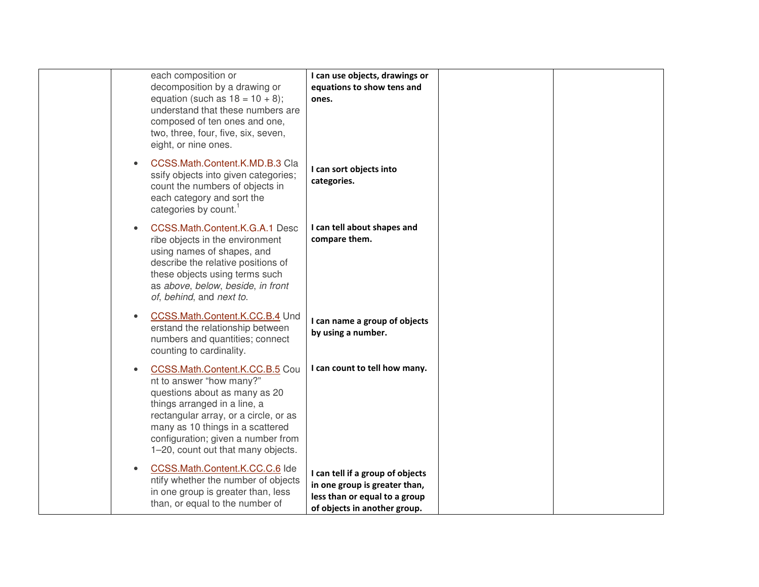| | | | | |
|---|---|---|---|---|
| | each composition or decomposition by a drawing or equation (such as 18 = 10 + 8); understand that these numbers are composed of ten ones and one, two, three, four, five, six, seven, eight, or nine ones.<br><br>• CCSS.Math.Content.K.MD.B.3 Classify objects into given categories; count the numbers of objects in each category and sort the categories by count.[1]<br><br>• CCSS.Math.Content.K.G.A.1 Describe objects in the environment using names of shapes, and describe the relative positions of these objects using terms such as *above*, *below*, *beside*, *in front of*, *behind*, and *next to*.<br><br>• CCSS.Math.Content.K.CC.B.4 Understand the relationship between numbers and quantities; connect counting to cardinality.<br><br>• CCSS.Math.Content.K.CC.B.5 Count to answer "how many?" questions about as many as 20 things arranged in a line, a rectangular array, or a circle, or as many as 10 things in a scattered configuration; given a number from 1–20, count out that many objects.<br><br>• CCSS.Math.Content.K.CC.C.6 Identify whether the number of objects in one group is greater than, less than, or equal to the number of | **I can use objects, drawings or equations to show tens and ones.**<br><br>**I can sort objects into categories.**<br><br>**I can tell about shapes and compare them.**<br><br>**I can name a group of objects by using a number.**<br><br>**I can count to tell how many.**<br><br>**I can tell if a group of objects in one group is greater than, less than or equal to a group of objects in another group.** | | |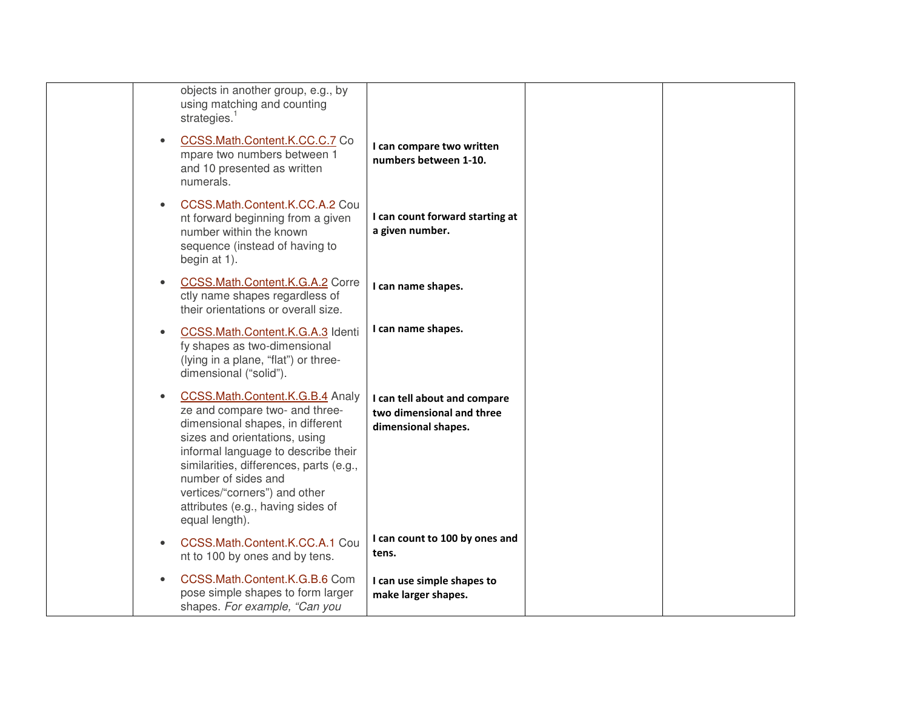| | | | | |
|---|---|---|---|---|
| | objects in another group, e.g., by using matching and counting strategies.[1] | | | |
| | • CCSS.Math.Content.K.CC.C.7 Compare two numbers between 1 and 10 presented as written numerals. | **I can compare two written numbers between 1-10.** | | |
| | • CCSS.Math.Content.K.CC.A.2 Count forward beginning from a given number within the known sequence (instead of having to begin at 1). | **I can count forward starting at a given number.** | | |
| | • CCSS.Math.Content.K.G.A.2 Correctly name shapes regardless of their orientations or overall size. | **I can name shapes.** | | |
| | • CCSS.Math.Content.K.G.A.3 Identify shapes as two-dimensional (lying in a plane, "flat") or three-dimensional ("solid"). | **I can name shapes.** | | |
| | • CCSS.Math.Content.K.G.B.4 Analyze and compare two- and three-dimensional shapes, in different sizes and orientations, using informal language to describe their similarities, differences, parts (e.g., number of sides and vertices/"corners") and other attributes (e.g., having sides of equal length). | **I can tell about and compare two dimensional and three dimensional shapes.** | | |
| | • CCSS.Math.Content.K.CC.A.1 Count to 100 by ones and by tens. | **I can count to 100 by ones and tens.** | | |
| | • CCSS.Math.Content.K.G.B.6 Compose simple shapes to form larger shapes. *For example, "Can you* | **I can use simple shapes to make larger shapes.** | | |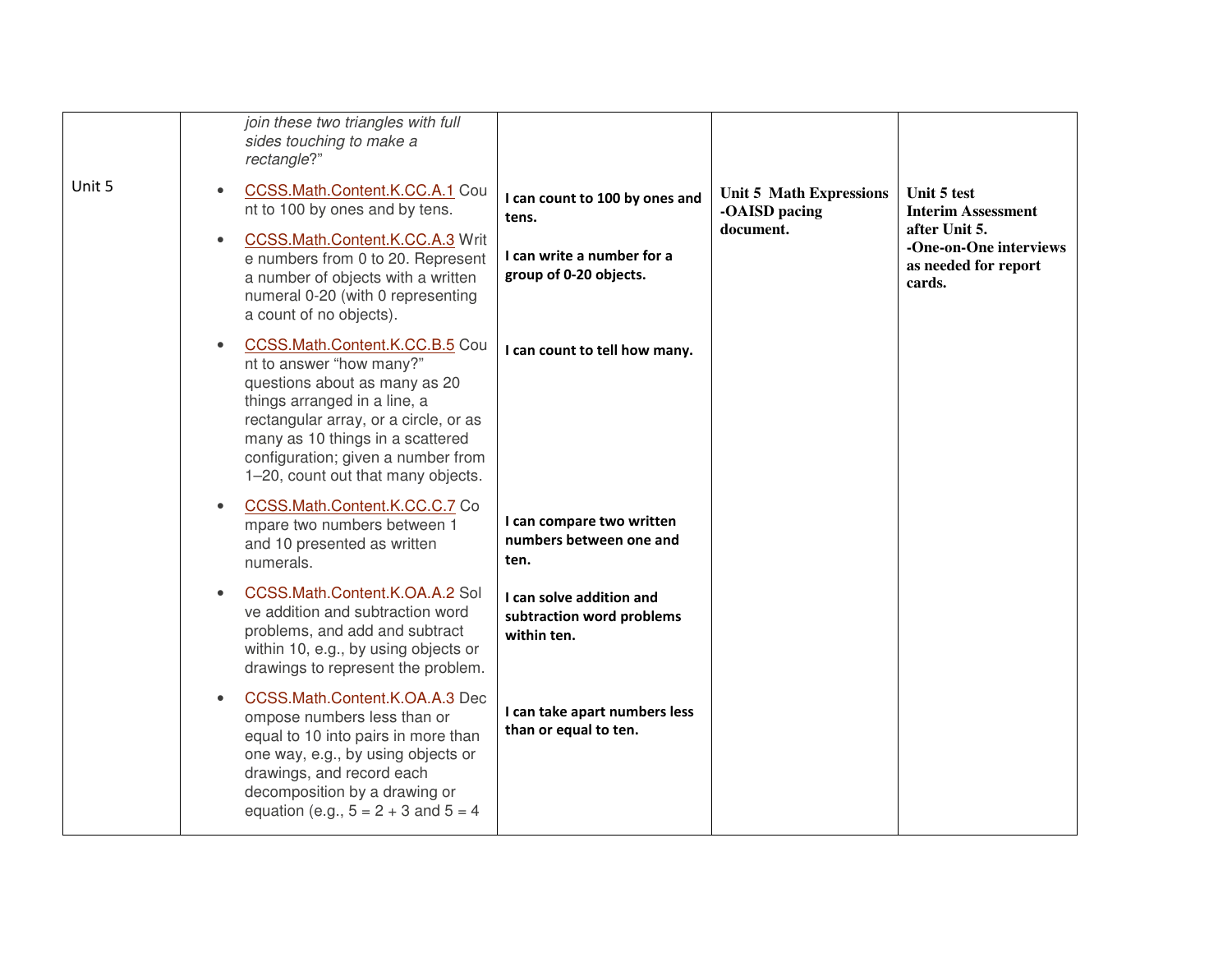| | | | | |
|---|---|---|---|---|
| | *join these two triangles with full sides touching to make a rectangle*?" | | | |
| Unit 5 | • CCSS.Math.Content.K.CC.A.1 Count to 100 by ones and by tens.<br>• CCSS.Math.Content.K.CC.A.3 Write numbers from 0 to 20. Represent a number of objects with a written numeral 0-20 (with 0 representing a count of no objects).<br>• CCSS.Math.Content.K.CC.B.5 Count to answer "how many?" questions about as many as 20 things arranged in a line, a rectangular array, or a circle, or as many as 10 things in a scattered configuration; given a number from 1–20, count out that many objects.<br>• CCSS.Math.Content.K.CC.C.7 Compare two numbers between 1 and 10 presented as written numerals.<br>• CCSS.Math.Content.K.OA.A.2 Solve addition and subtraction word problems, and add and subtract within 10, e.g., by using objects or drawings to represent the problem.<br>• CCSS.Math.Content.K.OA.A.3 Decompose numbers less than or equal to 10 into pairs in more than one way, e.g., by using objects or drawings, and record each decomposition by a drawing or equation (e.g., 5 = 2 + 3 and 5 = 4 | **I can count to 100 by ones and tens.**<br><br>**I can write a number for a group of 0-20 objects.**<br><br>**I can count to tell how many.**<br><br>**I can compare two written numbers between one and ten.**<br><br>**I can solve addition and subtraction word problems within ten.**<br><br>**I can take apart numbers less than or equal to ten.** | **Unit 5 Math Expressions -OAISD pacing document.** | **Unit 5 test Interim Assessment after Unit 5. -One-on-One interviews as needed for report cards.** |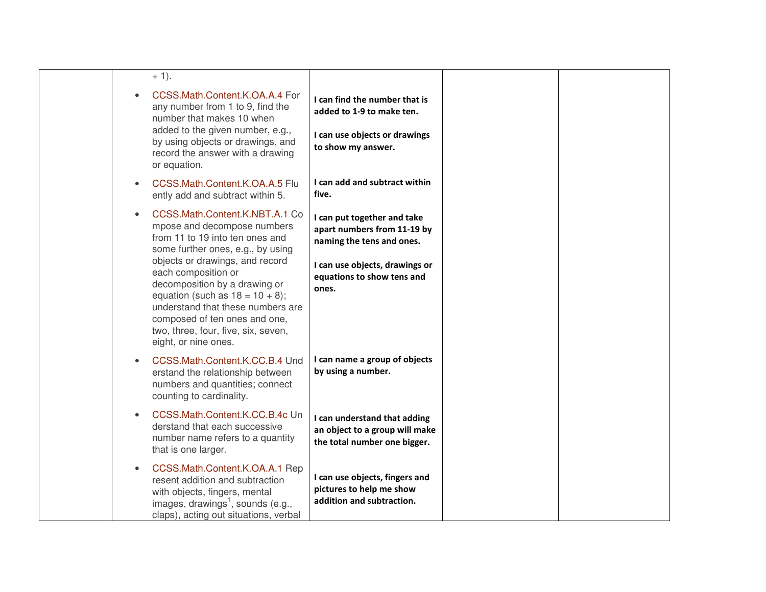| | | | | |
|---|---|---|---|---|
| | + 1).<br><br>• CCSS.Math.Content.K.OA.A.4 For any number from 1 to 9, find the number that makes 10 when added to the given number, e.g., by using objects or drawings, and record the answer with a drawing or equation.<br><br>• CCSS.Math.Content.K.OA.A.5 Fluently add and subtract within 5.<br><br>• CCSS.Math.Content.K.NBT.A.1 Compose and decompose numbers from 11 to 19 into ten ones and some further ones, e.g., by using objects or drawings, and record each composition or decomposition by a drawing or equation (such as 18 = 10 + 8); understand that these numbers are composed of ten ones and one, two, three, four, five, six, seven, eight, or nine ones.<br><br>• CCSS.Math.Content.K.CC.B.4 Understand the relationship between numbers and quantities; connect counting to cardinality.<br><br>• CCSS.Math.Content.K.CC.B.4c Understand that each successive number name refers to a quantity that is one larger.<br><br>• CCSS.Math.Content.K.OA.A.1 Represent addition and subtraction with objects, fingers, mental images, drawings[1], sounds (e.g., claps), acting out situations, verbal | **I can find the number that is added to 1-9 to make ten.**<br><br>**I can use objects or drawings to show my answer.**<br><br>**I can add and subtract within five.**<br><br>**I can put together and take apart numbers from 11-19 by naming the tens and ones.**<br><br>**I can use objects, drawings or equations to show tens and ones.**<br><br>**I can name a group of objects by using a number.**<br><br>**I can understand that adding an object to a group will make the total number one bigger.**<br><br>**I can use objects, fingers and pictures to help me show addition and subtraction.** | | |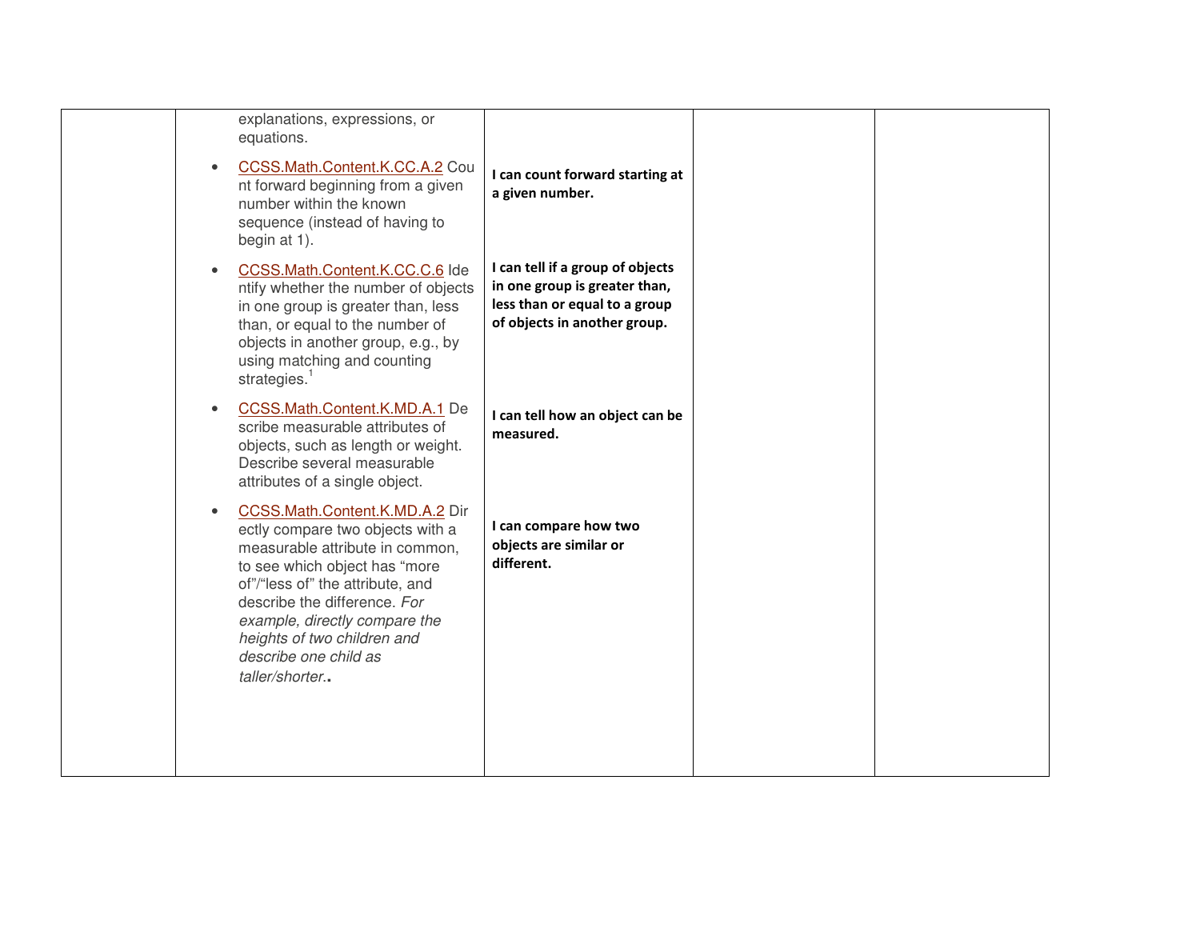| | | | | |
|---|---|---|---|---|
| | explanations, expressions, or equations.<br>• CCSS.Math.Content.K.CC.A.2 Count forward beginning from a given number within the known sequence (instead of having to begin at 1).<br>• CCSS.Math.Content.K.CC.C.6 Identify whether the number of objects in one group is greater than, less than, or equal to the number of objects in another group, e.g., by using matching and counting strategies.[1]<br>• CCSS.Math.Content.K.MD.A.1 Describe measurable attributes of objects, such as length or weight. Describe several measurable attributes of a single object.<br>• CCSS.Math.Content.K.MD.A.2 Directly compare two objects with a measurable attribute in common, to see which object has "more of"/"less of" the attribute, and describe the difference. *For example, directly compare the heights of two children and describe one child as taller/shorter*.. | **I can count forward starting at a given number.**<br><br>**I can tell if a group of objects in one group is greater than, less than or equal to a group of objects in another group.**<br><br>**I can tell how an object can be measured.**<br><br>**I can compare how two objects are similar or different.** | | |